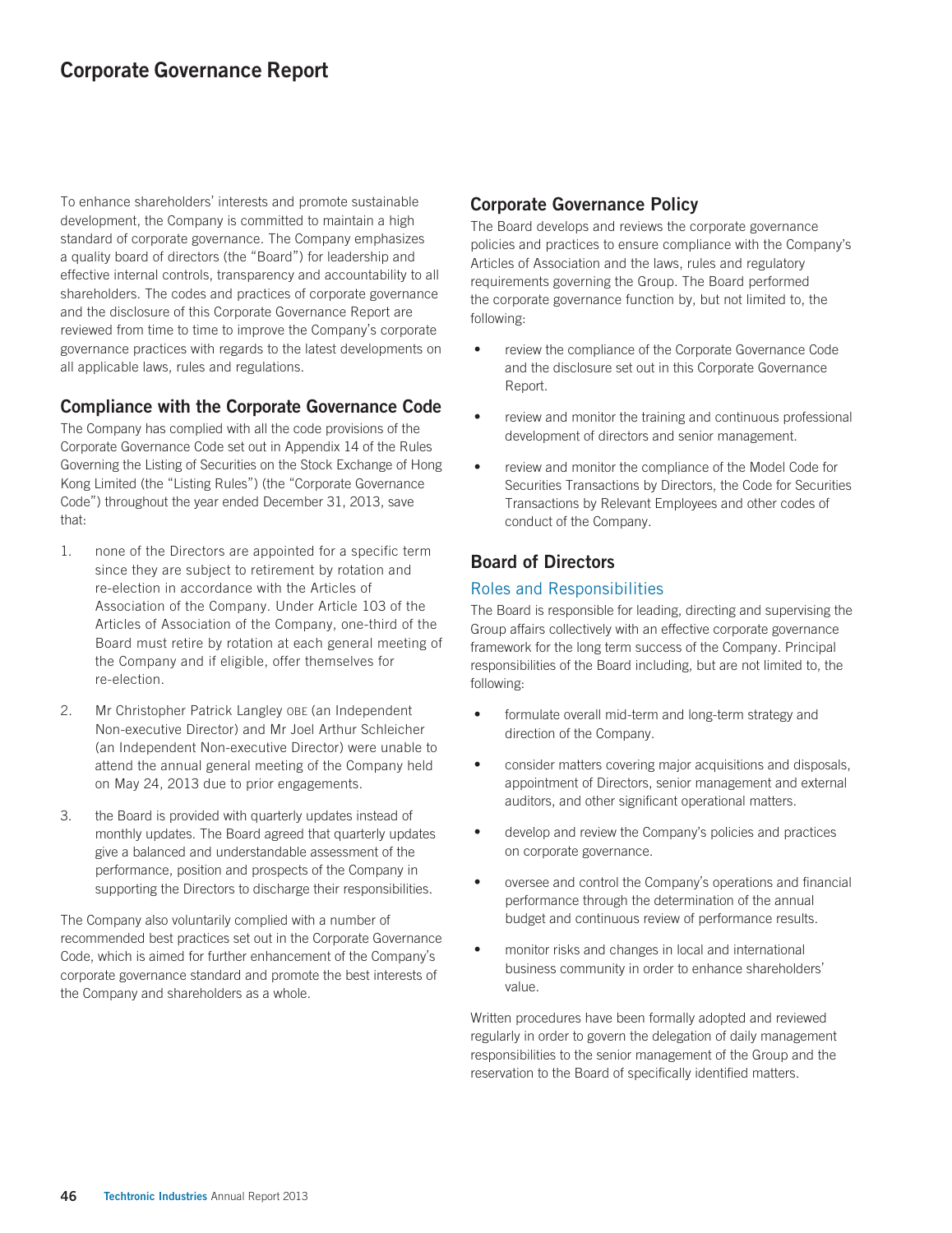# Corporate Governance Report

To enhance shareholders' interests and promote sustainable development, the Company is committed to maintain a high standard of corporate governance. The Company emphasizes a quality board of directors (the "Board") for leadership and effective internal controls, transparency and accountability to all shareholders. The codes and practices of corporate governance and the disclosure of this Corporate Governance Report are reviewed from time to time to improve the Company's corporate governance practices with regards to the latest developments on all applicable laws, rules and regulations.

## Compliance with the Corporate Governance Code

The Company has complied with all the code provisions of the Corporate Governance Code set out in Appendix 14 of the Rules Governing the Listing of Securities on the Stock Exchange of Hong Kong Limited (the "Listing Rules") (the "Corporate Governance Code") throughout the year ended December 31, 2013, save that:

1. none of the Directors are appointed for a specific term since they are subject to retirement by rotation and re-election in accordance with the Articles of Association of the Company. Under Article 103 of the Articles of Association of the Company, one-third of the Board must retire by rotation at each general meeting of the Company and if eligible, offer themselves for re-election.
2. Mr Christopher Patrick Langley OBE (an Independent Non-executive Director) and Mr Joel Arthur Schleicher (an Independent Non-executive Director) were unable to attend the annual general meeting of the Company held on May 24, 2013 due to prior engagements.
3. the Board is provided with quarterly updates instead of monthly updates. The Board agreed that quarterly updates give a balanced and understandable assessment of the performance, position and prospects of the Company in supporting the Directors to discharge their responsibilities.

The Company also voluntarily complied with a number of recommended best practices set out in the Corporate Governance Code, which is aimed for further enhancement of the Company's corporate governance standard and promote the best interests of the Company and shareholders as a whole.

## Corporate Governance Policy

The Board develops and reviews the corporate governance policies and practices to ensure compliance with the Company's Articles of Association and the laws, rules and regulatory requirements governing the Group. The Board performed the corporate governance function by, but not limited to, the following:

- review the compliance of the Corporate Governance Code and the disclosure set out in this Corporate Governance Report.
- review and monitor the training and continuous professional development of directors and senior management.
- review and monitor the compliance of the Model Code for Securities Transactions by Directors, the Code for Securities Transactions by Relevant Employees and other codes of conduct of the Company.

## Board of Directors

### Roles and Responsibilities

The Board is responsible for leading, directing and supervising the Group affairs collectively with an effective corporate governance framework for the long term success of the Company. Principal responsibilities of the Board including, but are not limited to, the following:

- formulate overall mid-term and long-term strategy and direction of the Company.
- consider matters covering major acquisitions and disposals, appointment of Directors, senior management and external auditors, and other significant operational matters.
- develop and review the Company's policies and practices on corporate governance.
- oversee and control the Company's operations and financial performance through the determination of the annual budget and continuous review of performance results.
- monitor risks and changes in local and international business community in order to enhance shareholders' value.

Written procedures have been formally adopted and reviewed regularly in order to govern the delegation of daily management responsibilities to the senior management of the Group and the reservation to the Board of specifically identified matters.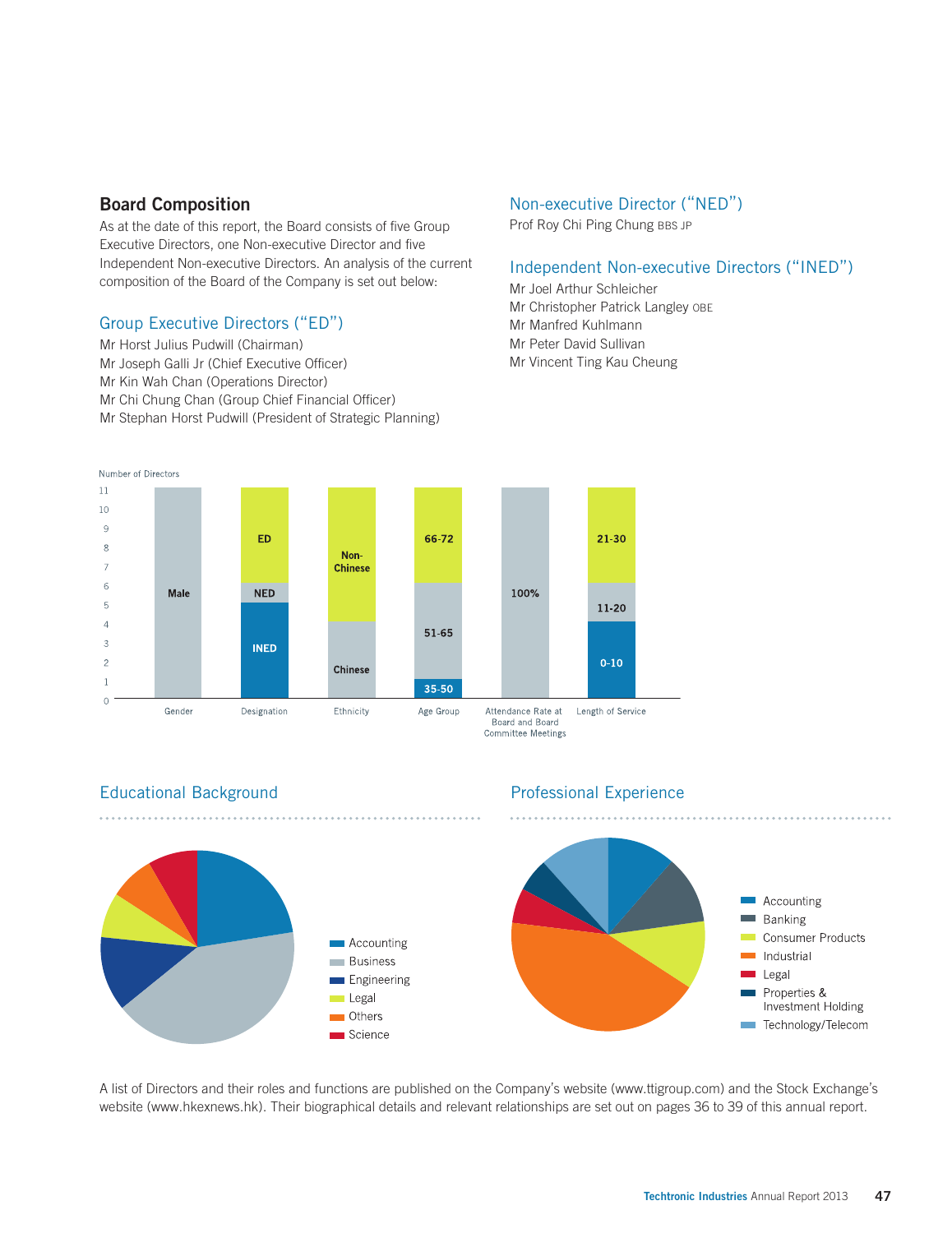## Board Composition

As at the date of this report, the Board consists of five Group Executive Directors, one Non-executive Director and five Independent Non-executive Directors. An analysis of the current composition of the Board of the Company is set out below:

### Group Executive Directors ("ED")

Mr Horst Julius Pudwill (Chairman)
Mr Joseph Galli Jr (Chief Executive Officer)
Mr Kin Wah Chan (Operations Director)
Mr Chi Chung Chan (Group Chief Financial Officer)
Mr Stephan Horst Pudwill (President of Strategic Planning)

### Non-executive Director ("NED")

Prof Roy Chi Ping Chung BBS JP

### Independent Non-executive Directors ("INED")

Mr Joel Arthur Schleicher
Mr Christopher Patrick Langley OBE
Mr Manfred Kuhlmann
Mr Peter David Sullivan
Mr Vincent Ting Kau Cheung

Number of Directors

| | Gender | Designation | Ethnicity | Age Group | Attendance Rate at Board and Board Committee Meetings | Length of Service |
|---|---|---|---|---|---|---|
| | Male | ED, NED, INED | Non-Chinese, Chinese | 66-72, 51-65, 35-50 | 100% | 21-30, 11-20, 0-10 |

### Educational Background

- Accounting
- Business
- Engineering
- Legal
- Others
- Science

### Professional Experience

- Accounting
- Banking
- Consumer Products
- Industrial
- Legal
- Properties & Investment Holding
- Technology/Telecom

A list of Directors and their roles and functions are published on the Company's website (www.ttigroup.com) and the Stock Exchange's website (www.hkexnews.hk). Their biographical details and relevant relationships are set out on pages 36 to 39 of this annual report.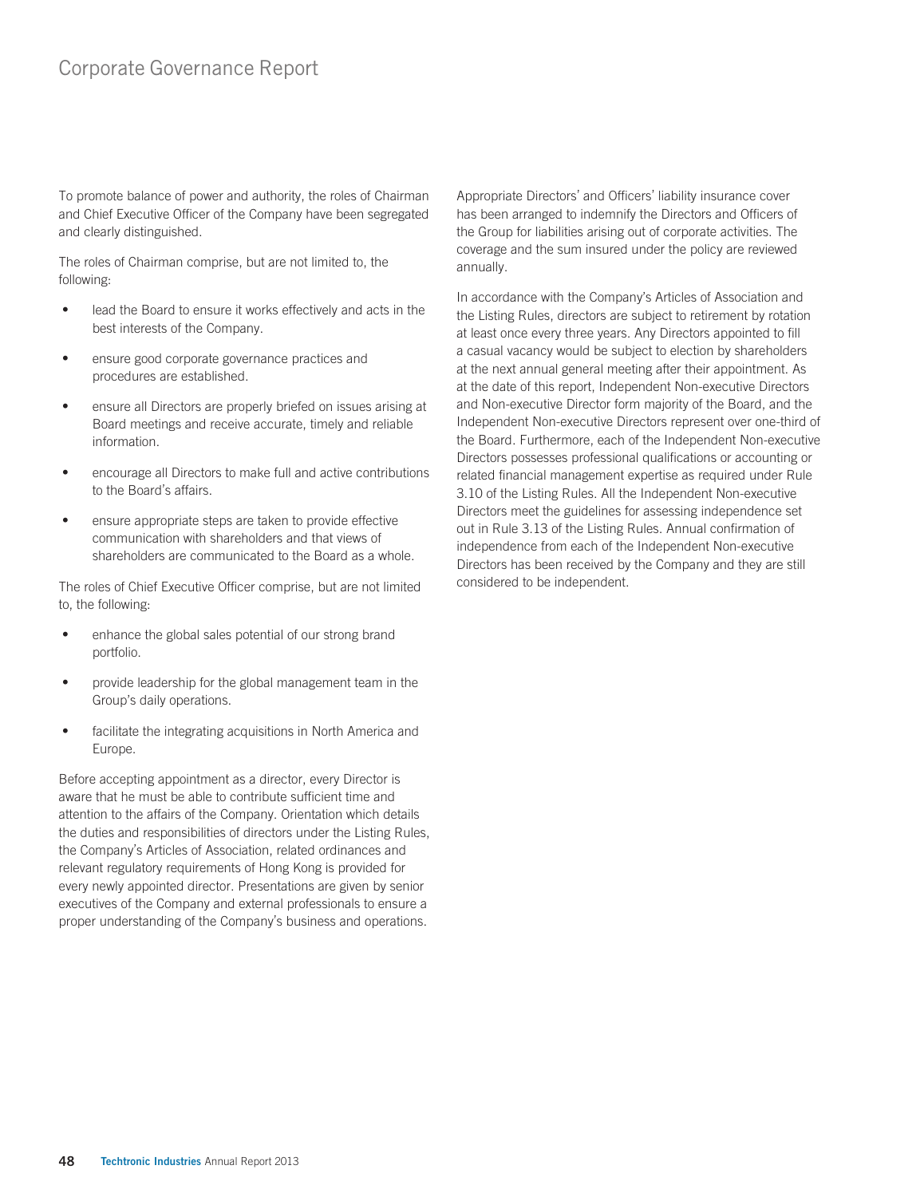To promote balance of power and authority, the roles of Chairman and Chief Executive Officer of the Company have been segregated and clearly distinguished.

The roles of Chairman comprise, but are not limited to, the following:

- lead the Board to ensure it works effectively and acts in the best interests of the Company.
- ensure good corporate governance practices and procedures are established.
- ensure all Directors are properly briefed on issues arising at Board meetings and receive accurate, timely and reliable information.
- encourage all Directors to make full and active contributions to the Board's affairs.
- ensure appropriate steps are taken to provide effective communication with shareholders and that views of shareholders are communicated to the Board as a whole.

The roles of Chief Executive Officer comprise, but are not limited to, the following:

- enhance the global sales potential of our strong brand portfolio.
- provide leadership for the global management team in the Group's daily operations.
- facilitate the integrating acquisitions in North America and Europe.

Before accepting appointment as a director, every Director is aware that he must be able to contribute sufficient time and attention to the affairs of the Company. Orientation which details the duties and responsibilities of directors under the Listing Rules, the Company's Articles of Association, related ordinances and relevant regulatory requirements of Hong Kong is provided for every newly appointed director. Presentations are given by senior executives of the Company and external professionals to ensure a proper understanding of the Company's business and operations.

Appropriate Directors' and Officers' liability insurance cover has been arranged to indemnify the Directors and Officers of the Group for liabilities arising out of corporate activities. The coverage and the sum insured under the policy are reviewed annually.

In accordance with the Company's Articles of Association and the Listing Rules, directors are subject to retirement by rotation at least once every three years. Any Directors appointed to fill a casual vacancy would be subject to election by shareholders at the next annual general meeting after their appointment. As at the date of this report, Independent Non-executive Directors and Non-executive Director form majority of the Board, and the Independent Non-executive Directors represent over one-third of the Board. Furthermore, each of the Independent Non-executive Directors possesses professional qualifications or accounting or related financial management expertise as required under Rule 3.10 of the Listing Rules. All the Independent Non-executive Directors meet the guidelines for assessing independence set out in Rule 3.13 of the Listing Rules. Annual confirmation of independence from each of the Independent Non-executive Directors has been received by the Company and they are still considered to be independent.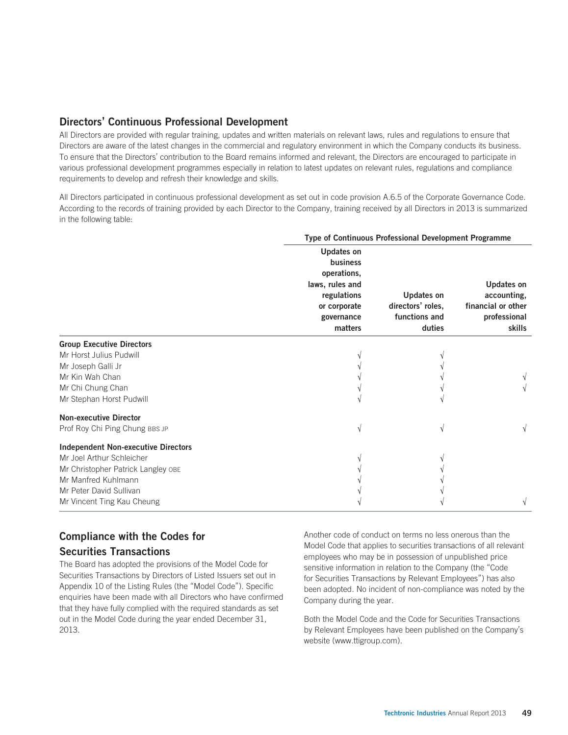## Directors' Continuous Professional Development

All Directors are provided with regular training, updates and written materials on relevant laws, rules and regulations to ensure that Directors are aware of the latest changes in the commercial and regulatory environment in which the Company conducts its business. To ensure that the Directors' contribution to the Board remains informed and relevant, the Directors are encouraged to participate in various professional development programmes especially in relation to latest updates on relevant rules, regulations and compliance requirements to develop and refresh their knowledge and skills.

All Directors participated in continuous professional development as set out in code provision A.6.5 of the Corporate Governance Code. According to the records of training provided by each Director to the Company, training received by all Directors in 2013 is summarized in the following table:

| | Type of Continuous Professional Development Programme | | |
|---|---|---|---|
| | Updates on business operations, laws, rules and regulations or corporate governance matters | Updates on directors' roles, functions and duties | Updates on accounting, financial or other professional skills |
| **Group Executive Directors** | | | |
| Mr Horst Julius Pudwill | √ | √ | |
| Mr Joseph Galli Jr | √ | √ | |
| Mr Kin Wah Chan | √ | √ | √ |
| Mr Chi Chung Chan | √ | √ | √ |
| Mr Stephan Horst Pudwill | √ | √ | |
| **Non-executive Director** | | | |
| Prof Roy Chi Ping Chung BBS JP | √ | √ | √ |
| **Independent Non-executive Directors** | | | |
| Mr Joel Arthur Schleicher | √ | √ | |
| Mr Christopher Patrick Langley OBE | √ | √ | |
| Mr Manfred Kuhlmann | √ | √ | |
| Mr Peter David Sullivan | √ | √ | |
| Mr Vincent Ting Kau Cheung | √ | √ | √ |

## Compliance with the Codes for Securities Transactions

The Board has adopted the provisions of the Model Code for Securities Transactions by Directors of Listed Issuers set out in Appendix 10 of the Listing Rules (the "Model Code"). Specific enquiries have been made with all Directors who have confirmed that they have fully complied with the required standards as set out in the Model Code during the year ended December 31, 2013.

Another code of conduct on terms no less onerous than the Model Code that applies to securities transactions of all relevant employees who may be in possession of unpublished price sensitive information in relation to the Company (the "Code for Securities Transactions by Relevant Employees") has also been adopted. No incident of non-compliance was noted by the Company during the year.

Both the Model Code and the Code for Securities Transactions by Relevant Employees have been published on the Company's website (www.ttigroup.com).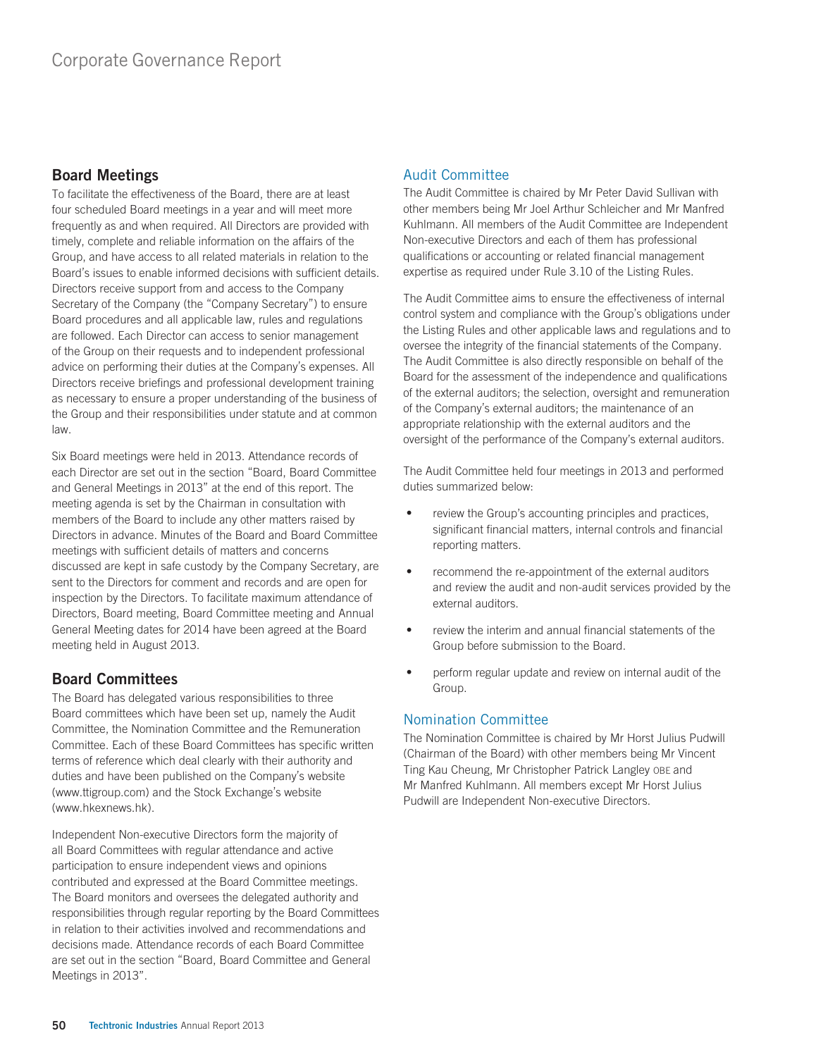## Board Meetings

To facilitate the effectiveness of the Board, there are at least four scheduled Board meetings in a year and will meet more frequently as and when required. All Directors are provided with timely, complete and reliable information on the affairs of the Group, and have access to all related materials in relation to the Board's issues to enable informed decisions with sufficient details. Directors receive support from and access to the Company Secretary of the Company (the "Company Secretary") to ensure Board procedures and all applicable law, rules and regulations are followed. Each Director can access to senior management of the Group on their requests and to independent professional advice on performing their duties at the Company's expenses. All Directors receive briefings and professional development training as necessary to ensure a proper understanding of the business of the Group and their responsibilities under statute and at common law.

Six Board meetings were held in 2013. Attendance records of each Director are set out in the section "Board, Board Committee and General Meetings in 2013" at the end of this report. The meeting agenda is set by the Chairman in consultation with members of the Board to include any other matters raised by Directors in advance. Minutes of the Board and Board Committee meetings with sufficient details of matters and concerns discussed are kept in safe custody by the Company Secretary, are sent to the Directors for comment and records and are open for inspection by the Directors. To facilitate maximum attendance of Directors, Board meeting, Board Committee meeting and Annual General Meeting dates for 2014 have been agreed at the Board meeting held in August 2013.

## Board Committees

The Board has delegated various responsibilities to three Board committees which have been set up, namely the Audit Committee, the Nomination Committee and the Remuneration Committee. Each of these Board Committees has specific written terms of reference which deal clearly with their authority and duties and have been published on the Company's website (www.ttigroup.com) and the Stock Exchange's website (www.hkexnews.hk).

Independent Non-executive Directors form the majority of all Board Committees with regular attendance and active participation to ensure independent views and opinions contributed and expressed at the Board Committee meetings. The Board monitors and oversees the delegated authority and responsibilities through regular reporting by the Board Committees in relation to their activities involved and recommendations and decisions made. Attendance records of each Board Committee are set out in the section "Board, Board Committee and General Meetings in 2013".

### Audit Committee

The Audit Committee is chaired by Mr Peter David Sullivan with other members being Mr Joel Arthur Schleicher and Mr Manfred Kuhlmann. All members of the Audit Committee are Independent Non-executive Directors and each of them has professional qualifications or accounting or related financial management expertise as required under Rule 3.10 of the Listing Rules.

The Audit Committee aims to ensure the effectiveness of internal control system and compliance with the Group's obligations under the Listing Rules and other applicable laws and regulations and to oversee the integrity of the financial statements of the Company. The Audit Committee is also directly responsible on behalf of the Board for the assessment of the independence and qualifications of the external auditors; the selection, oversight and remuneration of the Company's external auditors; the maintenance of an appropriate relationship with the external auditors and the oversight of the performance of the Company's external auditors.

The Audit Committee held four meetings in 2013 and performed duties summarized below:

- review the Group's accounting principles and practices, significant financial matters, internal controls and financial reporting matters.
- recommend the re-appointment of the external auditors and review the audit and non-audit services provided by the external auditors.
- review the interim and annual financial statements of the Group before submission to the Board.
- perform regular update and review on internal audit of the Group.

### Nomination Committee

The Nomination Committee is chaired by Mr Horst Julius Pudwill (Chairman of the Board) with other members being Mr Vincent Ting Kau Cheung, Mr Christopher Patrick Langley OBE and Mr Manfred Kuhlmann. All members except Mr Horst Julius Pudwill are Independent Non-executive Directors.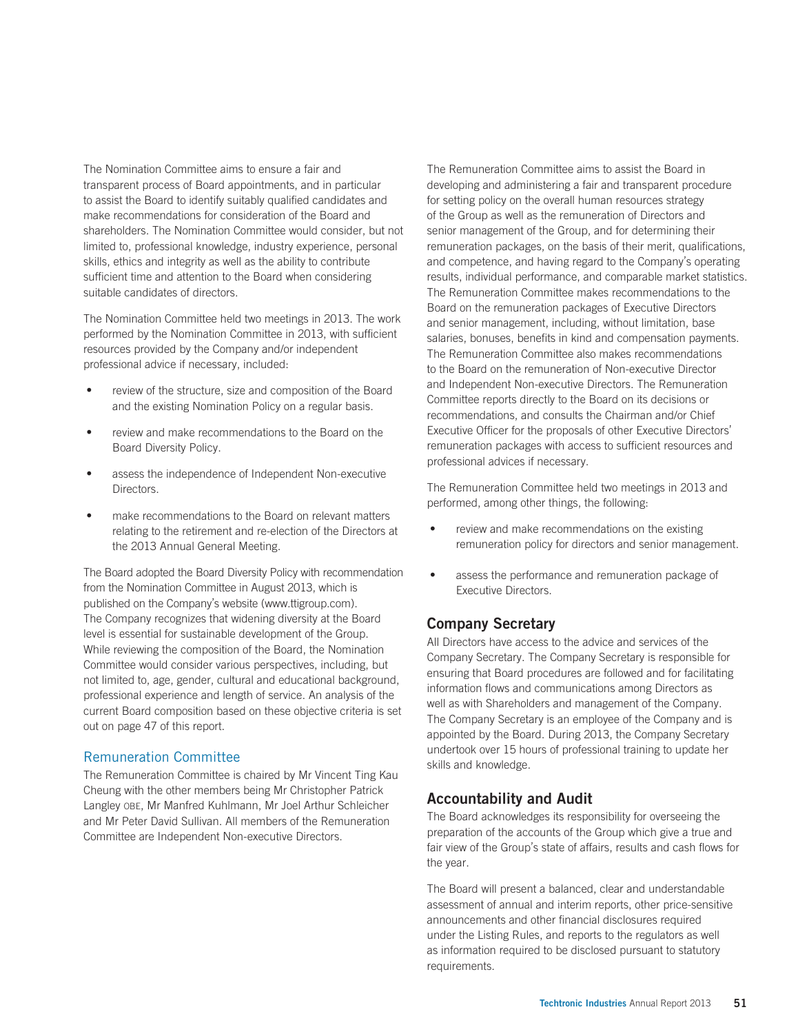The Nomination Committee aims to ensure a fair and transparent process of Board appointments, and in particular to assist the Board to identify suitably qualified candidates and make recommendations for consideration of the Board and shareholders. The Nomination Committee would consider, but not limited to, professional knowledge, industry experience, personal skills, ethics and integrity as well as the ability to contribute sufficient time and attention to the Board when considering suitable candidates of directors.

The Nomination Committee held two meetings in 2013. The work performed by the Nomination Committee in 2013, with sufficient resources provided by the Company and/or independent professional advice if necessary, included:

- review of the structure, size and composition of the Board and the existing Nomination Policy on a regular basis.
- review and make recommendations to the Board on the Board Diversity Policy.
- assess the independence of Independent Non-executive Directors.
- make recommendations to the Board on relevant matters relating to the retirement and re-election of the Directors at the 2013 Annual General Meeting.

The Board adopted the Board Diversity Policy with recommendation from the Nomination Committee in August 2013, which is published on the Company's website (www.ttigroup.com). The Company recognizes that widening diversity at the Board level is essential for sustainable development of the Group. While reviewing the composition of the Board, the Nomination Committee would consider various perspectives, including, but not limited to, age, gender, cultural and educational background, professional experience and length of service. An analysis of the current Board composition based on these objective criteria is set out on page 47 of this report.

### Remuneration Committee

The Remuneration Committee is chaired by Mr Vincent Ting Kau Cheung with the other members being Mr Christopher Patrick Langley OBE, Mr Manfred Kuhlmann, Mr Joel Arthur Schleicher and Mr Peter David Sullivan. All members of the Remuneration Committee are Independent Non-executive Directors.

The Remuneration Committee aims to assist the Board in developing and administering a fair and transparent procedure for setting policy on the overall human resources strategy of the Group as well as the remuneration of Directors and senior management of the Group, and for determining their remuneration packages, on the basis of their merit, qualifications, and competence, and having regard to the Company's operating results, individual performance, and comparable market statistics. The Remuneration Committee makes recommendations to the Board on the remuneration packages of Executive Directors and senior management, including, without limitation, base salaries, bonuses, benefits in kind and compensation payments. The Remuneration Committee also makes recommendations to the Board on the remuneration of Non-executive Director and Independent Non-executive Directors. The Remuneration Committee reports directly to the Board on its decisions or recommendations, and consults the Chairman and/or Chief Executive Officer for the proposals of other Executive Directors' remuneration packages with access to sufficient resources and professional advices if necessary.

The Remuneration Committee held two meetings in 2013 and performed, among other things, the following:

- review and make recommendations on the existing remuneration policy for directors and senior management.
- assess the performance and remuneration package of Executive Directors.

## Company Secretary

All Directors have access to the advice and services of the Company Secretary. The Company Secretary is responsible for ensuring that Board procedures are followed and for facilitating information flows and communications among Directors as well as with Shareholders and management of the Company. The Company Secretary is an employee of the Company and is appointed by the Board. During 2013, the Company Secretary undertook over 15 hours of professional training to update her skills and knowledge.

## Accountability and Audit

The Board acknowledges its responsibility for overseeing the preparation of the accounts of the Group which give a true and fair view of the Group's state of affairs, results and cash flows for the year.

The Board will present a balanced, clear and understandable assessment of annual and interim reports, other price-sensitive announcements and other financial disclosures required under the Listing Rules, and reports to the regulators as well as information required to be disclosed pursuant to statutory requirements.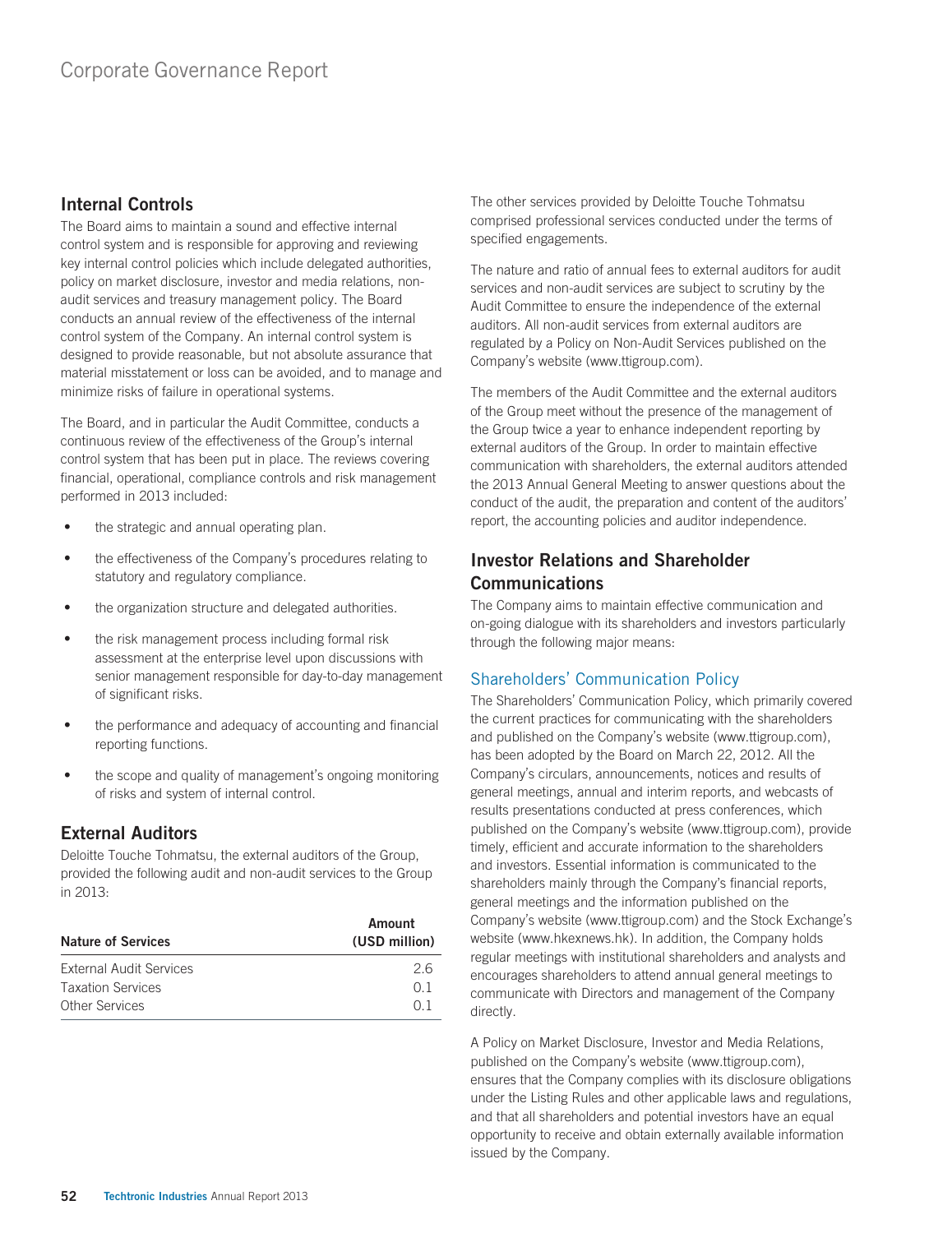## Internal Controls

The Board aims to maintain a sound and effective internal control system and is responsible for approving and reviewing key internal control policies which include delegated authorities, policy on market disclosure, investor and media relations, non-audit services and treasury management policy. The Board conducts an annual review of the effectiveness of the internal control system of the Company. An internal control system is designed to provide reasonable, but not absolute assurance that material misstatement or loss can be avoided, and to manage and minimize risks of failure in operational systems.

The Board, and in particular the Audit Committee, conducts a continuous review of the effectiveness of the Group's internal control system that has been put in place. The reviews covering financial, operational, compliance controls and risk management performed in 2013 included:

- the strategic and annual operating plan.
- the effectiveness of the Company's procedures relating to statutory and regulatory compliance.
- the organization structure and delegated authorities.
- the risk management process including formal risk assessment at the enterprise level upon discussions with senior management responsible for day-to-day management of significant risks.
- the performance and adequacy of accounting and financial reporting functions.
- the scope and quality of management's ongoing monitoring of risks and system of internal control.

## External Auditors

Deloitte Touche Tohmatsu, the external auditors of the Group, provided the following audit and non-audit services to the Group in 2013:

| Nature of Services | Amount (USD million) |
|---|---|
| External Audit Services | 2.6 |
| Taxation Services | 0.1 |
| Other Services | 0.1 |

The other services provided by Deloitte Touche Tohmatsu comprised professional services conducted under the terms of specified engagements.

The nature and ratio of annual fees to external auditors for audit services and non-audit services are subject to scrutiny by the Audit Committee to ensure the independence of the external auditors. All non-audit services from external auditors are regulated by a Policy on Non-Audit Services published on the Company's website (www.ttigroup.com).

The members of the Audit Committee and the external auditors of the Group meet without the presence of the management of the Group twice a year to enhance independent reporting by external auditors of the Group. In order to maintain effective communication with shareholders, the external auditors attended the 2013 Annual General Meeting to answer questions about the conduct of the audit, the preparation and content of the auditors' report, the accounting policies and auditor independence.

## Investor Relations and Shareholder Communications

The Company aims to maintain effective communication and on-going dialogue with its shareholders and investors particularly through the following major means:

### Shareholders' Communication Policy

The Shareholders' Communication Policy, which primarily covered the current practices for communicating with the shareholders and published on the Company's website (www.ttigroup.com), has been adopted by the Board on March 22, 2012. All the Company's circulars, announcements, notices and results of general meetings, annual and interim reports, and webcasts of results presentations conducted at press conferences, which published on the Company's website (www.ttigroup.com), provide timely, efficient and accurate information to the shareholders and investors. Essential information is communicated to the shareholders mainly through the Company's financial reports, general meetings and the information published on the Company's website (www.ttigroup.com) and the Stock Exchange's website (www.hkexnews.hk). In addition, the Company holds regular meetings with institutional shareholders and analysts and encourages shareholders to attend annual general meetings to communicate with Directors and management of the Company directly.

A Policy on Market Disclosure, Investor and Media Relations, published on the Company's website (www.ttigroup.com), ensures that the Company complies with its disclosure obligations under the Listing Rules and other applicable laws and regulations, and that all shareholders and potential investors have an equal opportunity to receive and obtain externally available information issued by the Company.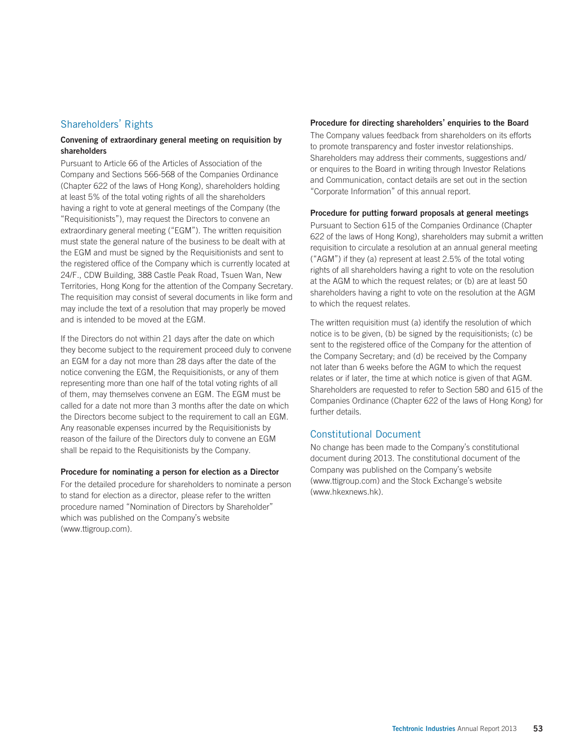## Shareholders' Rights

### Convening of extraordinary general meeting on requisition by shareholders

Pursuant to Article 66 of the Articles of Association of the Company and Sections 566-568 of the Companies Ordinance (Chapter 622 of the laws of Hong Kong), shareholders holding at least 5% of the total voting rights of all the shareholders having a right to vote at general meetings of the Company (the "Requisitionists"), may request the Directors to convene an extraordinary general meeting ("EGM"). The written requisition must state the general nature of the business to be dealt with at the EGM and must be signed by the Requisitionists and sent to the registered office of the Company which is currently located at 24/F., CDW Building, 388 Castle Peak Road, Tsuen Wan, New Territories, Hong Kong for the attention of the Company Secretary. The requisition may consist of several documents in like form and may include the text of a resolution that may properly be moved and is intended to be moved at the EGM.

If the Directors do not within 21 days after the date on which they become subject to the requirement proceed duly to convene an EGM for a day not more than 28 days after the date of the notice convening the EGM, the Requisitionists, or any of them representing more than one half of the total voting rights of all of them, may themselves convene an EGM. The EGM must be called for a date not more than 3 months after the date on which the Directors become subject to the requirement to call an EGM. Any reasonable expenses incurred by the Requisitionists by reason of the failure of the Directors duly to convene an EGM shall be repaid to the Requisitionists by the Company.

### Procedure for nominating a person for election as a Director

For the detailed procedure for shareholders to nominate a person to stand for election as a director, please refer to the written procedure named "Nomination of Directors by Shareholder" which was published on the Company's website (www.ttigroup.com).

### Procedure for directing shareholders' enquiries to the Board

The Company values feedback from shareholders on its efforts to promote transparency and foster investor relationships. Shareholders may address their comments, suggestions and/or enquires to the Board in writing through Investor Relations and Communication, contact details are set out in the section "Corporate Information" of this annual report.

### Procedure for putting forward proposals at general meetings

Pursuant to Section 615 of the Companies Ordinance (Chapter 622 of the laws of Hong Kong), shareholders may submit a written requisition to circulate a resolution at an annual general meeting ("AGM") if they (a) represent at least 2.5% of the total voting rights of all shareholders having a right to vote on the resolution at the AGM to which the request relates; or (b) are at least 50 shareholders having a right to vote on the resolution at the AGM to which the request relates.

The written requisition must (a) identify the resolution of which notice is to be given, (b) be signed by the requisitionists; (c) be sent to the registered office of the Company for the attention of the Company Secretary; and (d) be received by the Company not later than 6 weeks before the AGM to which the request relates or if later, the time at which notice is given of that AGM. Shareholders are requested to refer to Section 580 and 615 of the Companies Ordinance (Chapter 622 of the laws of Hong Kong) for further details.

## Constitutional Document

No change has been made to the Company's constitutional document during 2013. The constitutional document of the Company was published on the Company's website (www.ttigroup.com) and the Stock Exchange's website (www.hkexnews.hk).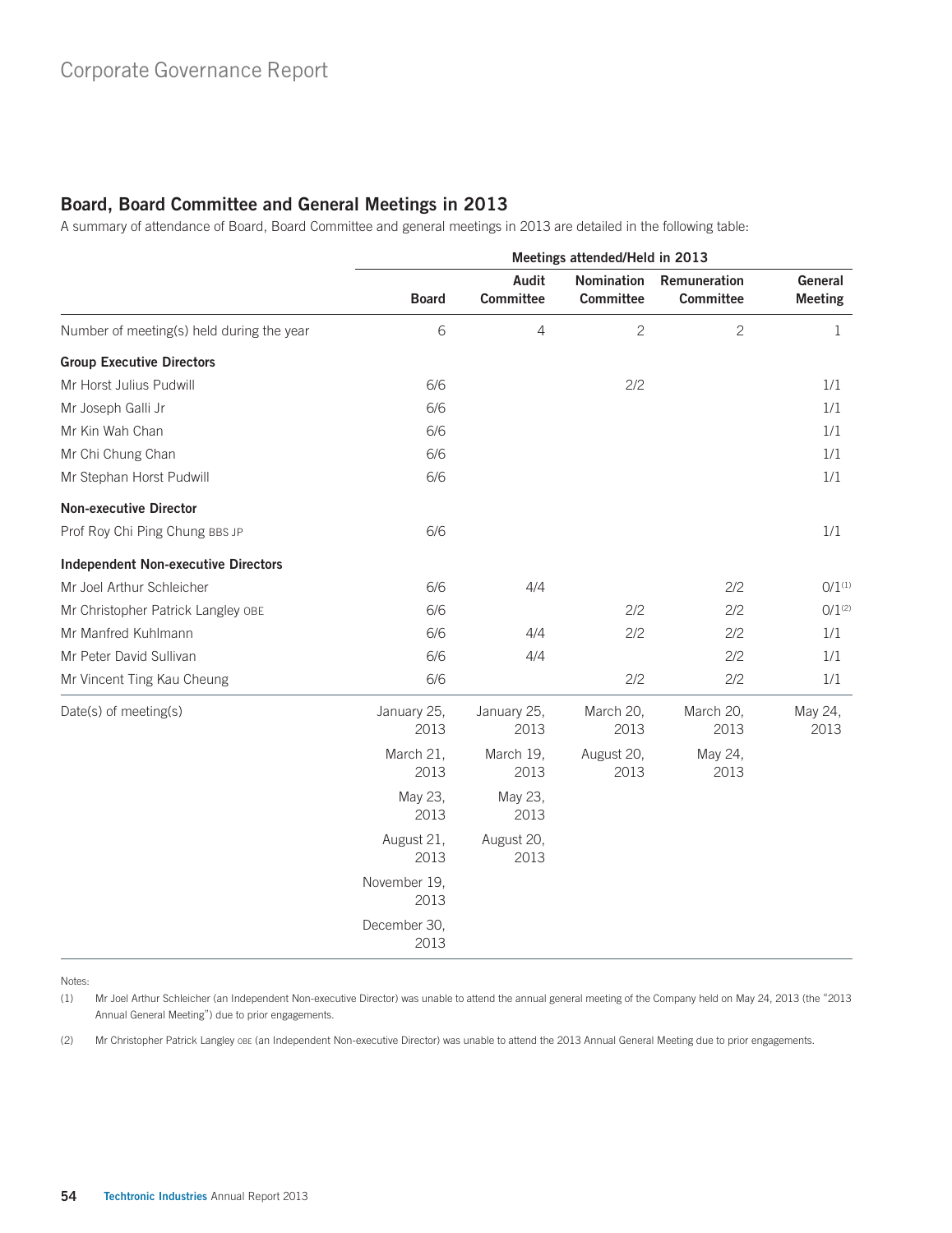## Board, Board Committee and General Meetings in 2013

A summary of attendance of Board, Board Committee and general meetings in 2013 are detailed in the following table:

| | Meetings attended/Held in 2013 | | | | |
|---|---|---|---|---|---|
| | **Board** | **Audit Committee** | **Nomination Committee** | **Remuneration Committee** | **General Meeting** |
| Number of meeting(s) held during the year | 6 | 4 | 2 | 2 | 1 |
| **Group Executive Directors** | | | | | |
| Mr Horst Julius Pudwill | 6/6 | | 2/2 | | 1/1 |
| Mr Joseph Galli Jr | 6/6 | | | | 1/1 |
| Mr Kin Wah Chan | 6/6 | | | | 1/1 |
| Mr Chi Chung Chan | 6/6 | | | | 1/1 |
| Mr Stephan Horst Pudwill | 6/6 | | | | 1/1 |
| **Non-executive Director** | | | | | |
| Prof Roy Chi Ping Chung BBS JP | 6/6 | | | | 1/1 |
| **Independent Non-executive Directors** | | | | | |
| Mr Joel Arthur Schleicher | 6/6 | 4/4 | | 2/2 | 0/1[(1)] |
| Mr Christopher Patrick Langley OBE | 6/6 | | 2/2 | 2/2 | 0/1[(2)] |
| Mr Manfred Kuhlmann | 6/6 | 4/4 | 2/2 | 2/2 | 1/1 |
| Mr Peter David Sullivan | 6/6 | 4/4 | | 2/2 | 1/1 |
| Mr Vincent Ting Kau Cheung | 6/6 | | 2/2 | 2/2 | 1/1 |
| Date(s) of meeting(s) | January 25, 2013 | January 25, 2013 | March 20, 2013 | March 20, 2013 | May 24, 2013 |
| | March 21, 2013 | March 19, 2013 | August 20, 2013 | May 24, 2013 | |
| | May 23, 2013 | May 23, 2013 | | | |
| | August 21, 2013 | August 20, 2013 | | | |
| | November 19, 2013 | | | | |
| | December 30, 2013 | | | | |

Notes:

(1) Mr Joel Arthur Schleicher (an Independent Non-executive Director) was unable to attend the annual general meeting of the Company held on May 24, 2013 (the "2013 Annual General Meeting") due to prior engagements.

(2) Mr Christopher Patrick Langley OBE (an Independent Non-executive Director) was unable to attend the 2013 Annual General Meeting due to prior engagements.